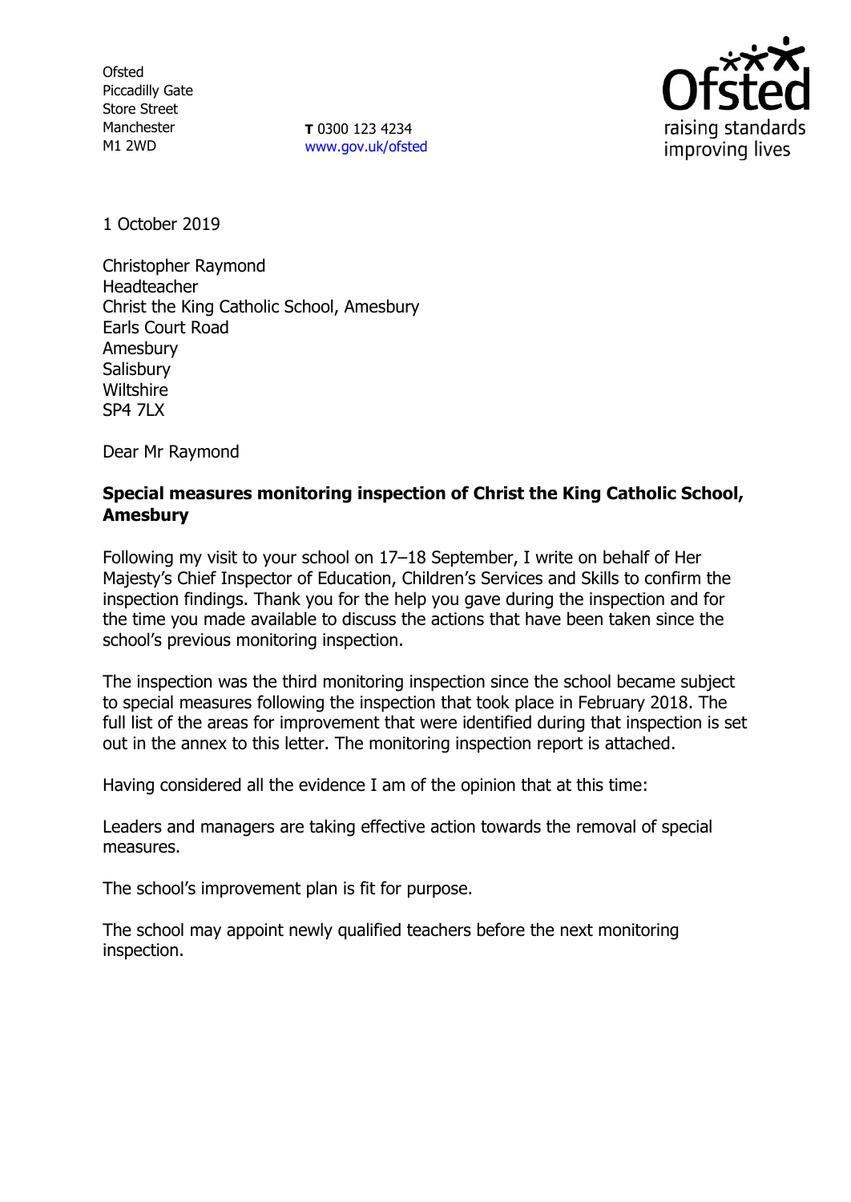Ofsted
Piccadilly Gate
Store Street
Manchester
M1 2WD

**T** 0300 123 4234
www.gov.uk/ofsted

1 October 2019

Christopher Raymond
Headteacher
Christ the King Catholic School, Amesbury
Earls Court Road
Amesbury
Salisbury
Wiltshire
SP4 7LX

Dear Mr Raymond

**Special measures monitoring inspection of Christ the King Catholic School, Amesbury**

Following my visit to your school on 17–18 September, I write on behalf of Her Majesty's Chief Inspector of Education, Children's Services and Skills to confirm the inspection findings. Thank you for the help you gave during the inspection and for the time you made available to discuss the actions that have been taken since the school's previous monitoring inspection.

The inspection was the third monitoring inspection since the school became subject to special measures following the inspection that took place in February 2018. The full list of the areas for improvement that were identified during that inspection is set out in the annex to this letter. The monitoring inspection report is attached.

Having considered all the evidence I am of the opinion that at this time:

Leaders and managers are taking effective action towards the removal of special measures.

The school's improvement plan is fit for purpose.

The school may appoint newly qualified teachers before the next monitoring inspection.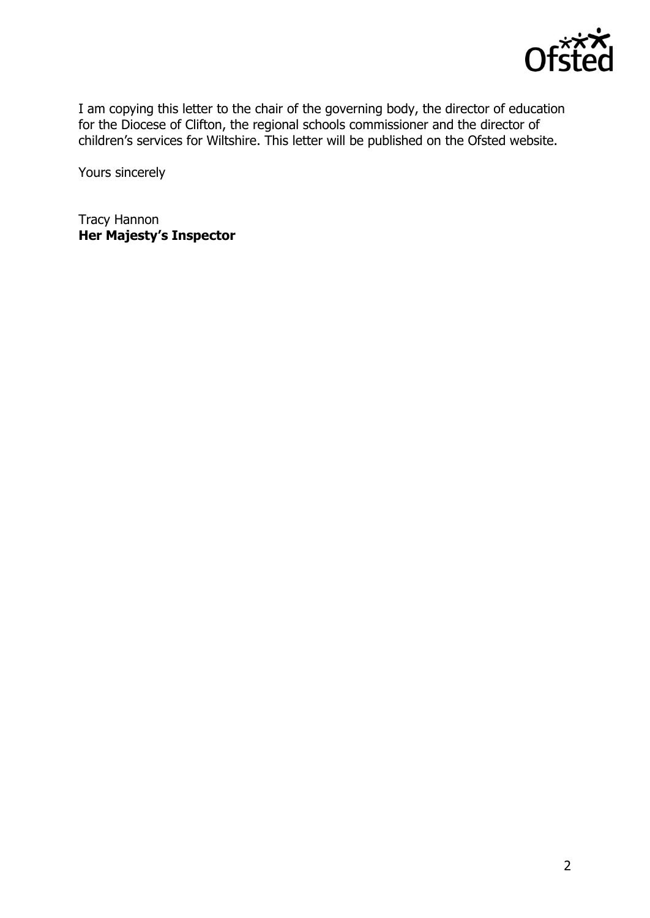I am copying this letter to the chair of the governing body, the director of education for the Diocese of Clifton, the regional schools commissioner and the director of children's services for Wiltshire. This letter will be published on the Ofsted website.

Yours sincerely

Tracy Hannon
**Her Majesty's Inspector**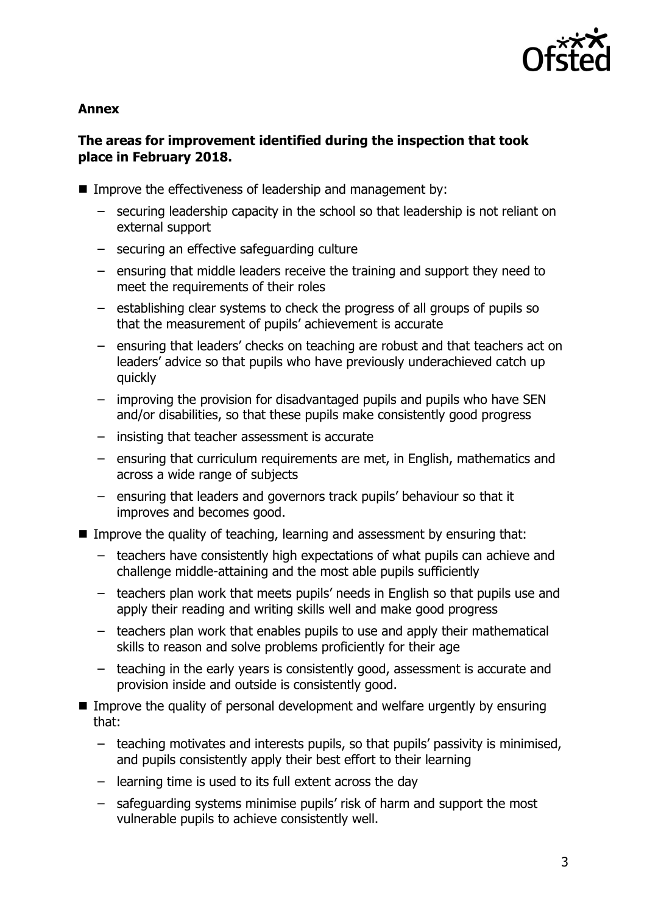**Annex**

**The areas for improvement identified during the inspection that took place in February 2018.**

- Improve the effectiveness of leadership and management by:
  - securing leadership capacity in the school so that leadership is not reliant on external support
  - securing an effective safeguarding culture
  - ensuring that middle leaders receive the training and support they need to meet the requirements of their roles
  - establishing clear systems to check the progress of all groups of pupils so that the measurement of pupils' achievement is accurate
  - ensuring that leaders' checks on teaching are robust and that teachers act on leaders' advice so that pupils who have previously underachieved catch up quickly
  - improving the provision for disadvantaged pupils and pupils who have SEN and/or disabilities, so that these pupils make consistently good progress
  - insisting that teacher assessment is accurate
  - ensuring that curriculum requirements are met, in English, mathematics and across a wide range of subjects
  - ensuring that leaders and governors track pupils' behaviour so that it improves and becomes good.
- Improve the quality of teaching, learning and assessment by ensuring that:
  - teachers have consistently high expectations of what pupils can achieve and challenge middle-attaining and the most able pupils sufficiently
  - teachers plan work that meets pupils' needs in English so that pupils use and apply their reading and writing skills well and make good progress
  - teachers plan work that enables pupils to use and apply their mathematical skills to reason and solve problems proficiently for their age
  - teaching in the early years is consistently good, assessment is accurate and provision inside and outside is consistently good.
- Improve the quality of personal development and welfare urgently by ensuring that:
  - teaching motivates and interests pupils, so that pupils' passivity is minimised, and pupils consistently apply their best effort to their learning
  - learning time is used to its full extent across the day
  - safeguarding systems minimise pupils' risk of harm and support the most vulnerable pupils to achieve consistently well.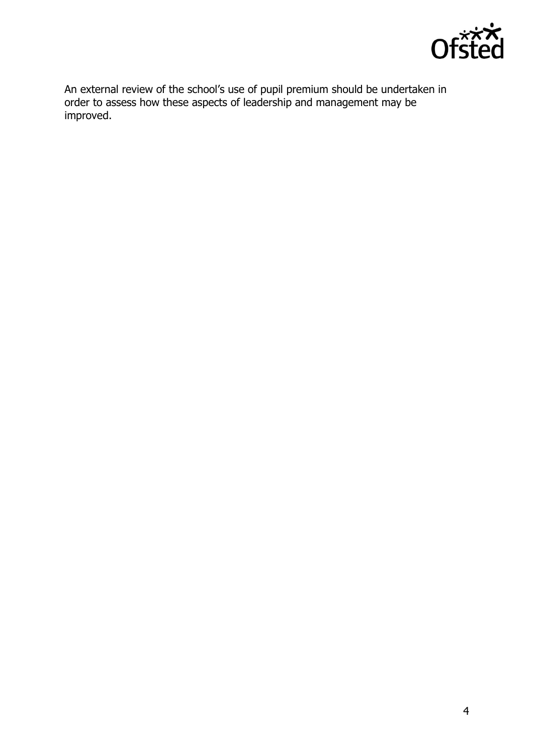An external review of the school's use of pupil premium should be undertaken in order to assess how these aspects of leadership and management may be improved.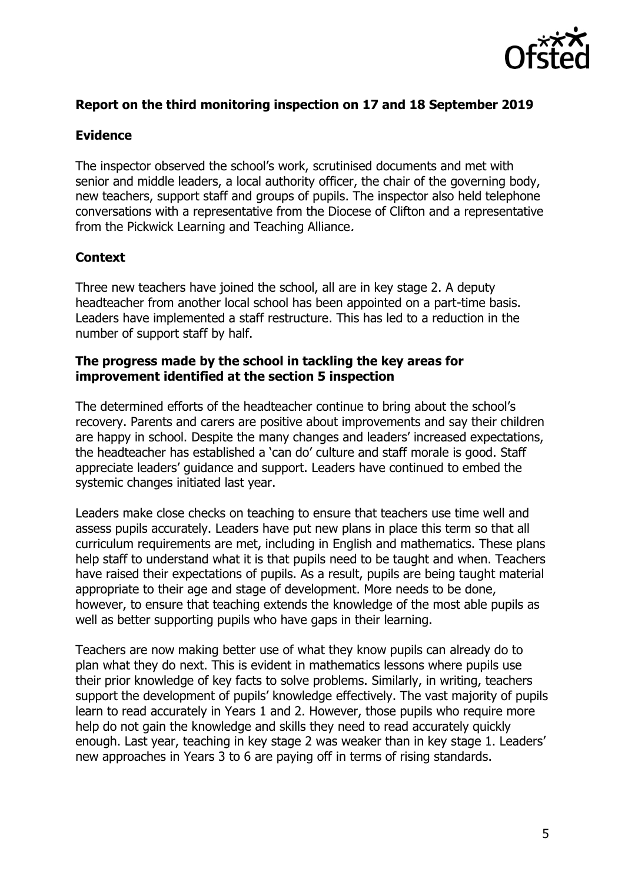## Report on the third monitoring inspection on 17 and 18 September 2019

### Evidence

The inspector observed the school's work, scrutinised documents and met with senior and middle leaders, a local authority officer, the chair of the governing body, new teachers, support staff and groups of pupils. The inspector also held telephone conversations with a representative from the Diocese of Clifton and a representative from the Pickwick Learning and Teaching Alliance.

### Context

Three new teachers have joined the school, all are in key stage 2. A deputy headteacher from another local school has been appointed on a part-time basis. Leaders have implemented a staff restructure. This has led to a reduction in the number of support staff by half.

### The progress made by the school in tackling the key areas for improvement identified at the section 5 inspection

The determined efforts of the headteacher continue to bring about the school's recovery. Parents and carers are positive about improvements and say their children are happy in school. Despite the many changes and leaders' increased expectations, the headteacher has established a 'can do' culture and staff morale is good. Staff appreciate leaders' guidance and support. Leaders have continued to embed the systemic changes initiated last year.

Leaders make close checks on teaching to ensure that teachers use time well and assess pupils accurately. Leaders have put new plans in place this term so that all curriculum requirements are met, including in English and mathematics. These plans help staff to understand what it is that pupils need to be taught and when. Teachers have raised their expectations of pupils. As a result, pupils are being taught material appropriate to their age and stage of development. More needs to be done, however, to ensure that teaching extends the knowledge of the most able pupils as well as better supporting pupils who have gaps in their learning.

Teachers are now making better use of what they know pupils can already do to plan what they do next. This is evident in mathematics lessons where pupils use their prior knowledge of key facts to solve problems. Similarly, in writing, teachers support the development of pupils' knowledge effectively. The vast majority of pupils learn to read accurately in Years 1 and 2. However, those pupils who require more help do not gain the knowledge and skills they need to read accurately quickly enough. Last year, teaching in key stage 2 was weaker than in key stage 1. Leaders' new approaches in Years 3 to 6 are paying off in terms of rising standards.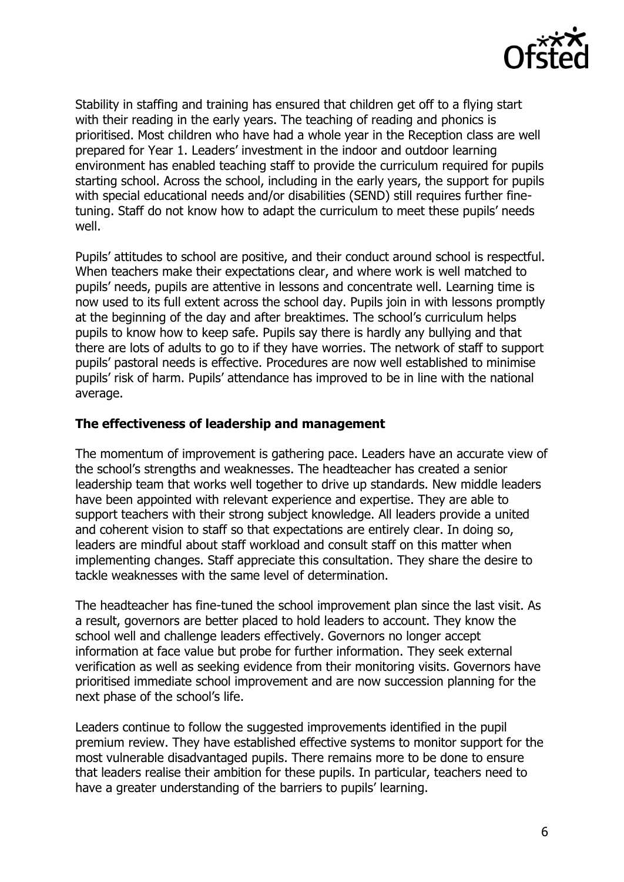Stability in staffing and training has ensured that children get off to a flying start with their reading in the early years. The teaching of reading and phonics is prioritised. Most children who have had a whole year in the Reception class are well prepared for Year 1. Leaders' investment in the indoor and outdoor learning environment has enabled teaching staff to provide the curriculum required for pupils starting school. Across the school, including in the early years, the support for pupils with special educational needs and/or disabilities (SEND) still requires further fine-tuning. Staff do not know how to adapt the curriculum to meet these pupils' needs well.

Pupils' attitudes to school are positive, and their conduct around school is respectful. When teachers make their expectations clear, and where work is well matched to pupils' needs, pupils are attentive in lessons and concentrate well. Learning time is now used to its full extent across the school day. Pupils join in with lessons promptly at the beginning of the day and after breaktimes. The school's curriculum helps pupils to know how to keep safe. Pupils say there is hardly any bullying and that there are lots of adults to go to if they have worries. The network of staff to support pupils' pastoral needs is effective. Procedures are now well established to minimise pupils' risk of harm. Pupils' attendance has improved to be in line with the national average.

### The effectiveness of leadership and management

The momentum of improvement is gathering pace. Leaders have an accurate view of the school's strengths and weaknesses. The headteacher has created a senior leadership team that works well together to drive up standards. New middle leaders have been appointed with relevant experience and expertise. They are able to support teachers with their strong subject knowledge. All leaders provide a united and coherent vision to staff so that expectations are entirely clear. In doing so, leaders are mindful about staff workload and consult staff on this matter when implementing changes. Staff appreciate this consultation. They share the desire to tackle weaknesses with the same level of determination.

The headteacher has fine-tuned the school improvement plan since the last visit. As a result, governors are better placed to hold leaders to account. They know the school well and challenge leaders effectively. Governors no longer accept information at face value but probe for further information. They seek external verification as well as seeking evidence from their monitoring visits. Governors have prioritised immediate school improvement and are now succession planning for the next phase of the school's life.

Leaders continue to follow the suggested improvements identified in the pupil premium review. They have established effective systems to monitor support for the most vulnerable disadvantaged pupils. There remains more to be done to ensure that leaders realise their ambition for these pupils. In particular, teachers need to have a greater understanding of the barriers to pupils' learning.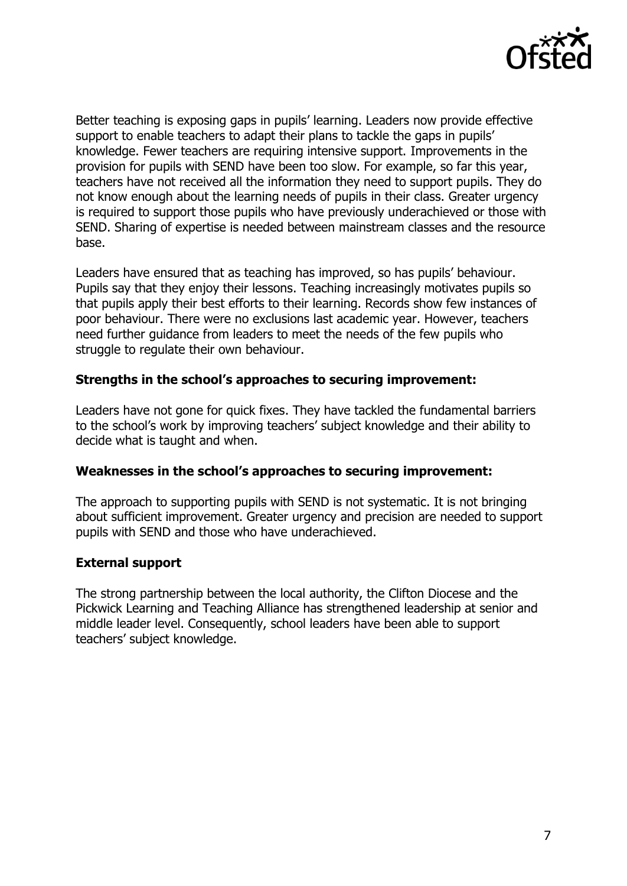Better teaching is exposing gaps in pupils' learning. Leaders now provide effective support to enable teachers to adapt their plans to tackle the gaps in pupils' knowledge. Fewer teachers are requiring intensive support. Improvements in the provision for pupils with SEND have been too slow. For example, so far this year, teachers have not received all the information they need to support pupils. They do not know enough about the learning needs of pupils in their class. Greater urgency is required to support those pupils who have previously underachieved or those with SEND. Sharing of expertise is needed between mainstream classes and the resource base.

Leaders have ensured that as teaching has improved, so has pupils' behaviour. Pupils say that they enjoy their lessons. Teaching increasingly motivates pupils so that pupils apply their best efforts to their learning. Records show few instances of poor behaviour. There were no exclusions last academic year. However, teachers need further guidance from leaders to meet the needs of the few pupils who struggle to regulate their own behaviour.

**Strengths in the school's approaches to securing improvement:**

Leaders have not gone for quick fixes. They have tackled the fundamental barriers to the school's work by improving teachers' subject knowledge and their ability to decide what is taught and when.

**Weaknesses in the school's approaches to securing improvement:**

The approach to supporting pupils with SEND is not systematic. It is not bringing about sufficient improvement. Greater urgency and precision are needed to support pupils with SEND and those who have underachieved.

**External support**

The strong partnership between the local authority, the Clifton Diocese and the Pickwick Learning and Teaching Alliance has strengthened leadership at senior and middle leader level. Consequently, school leaders have been able to support teachers' subject knowledge.